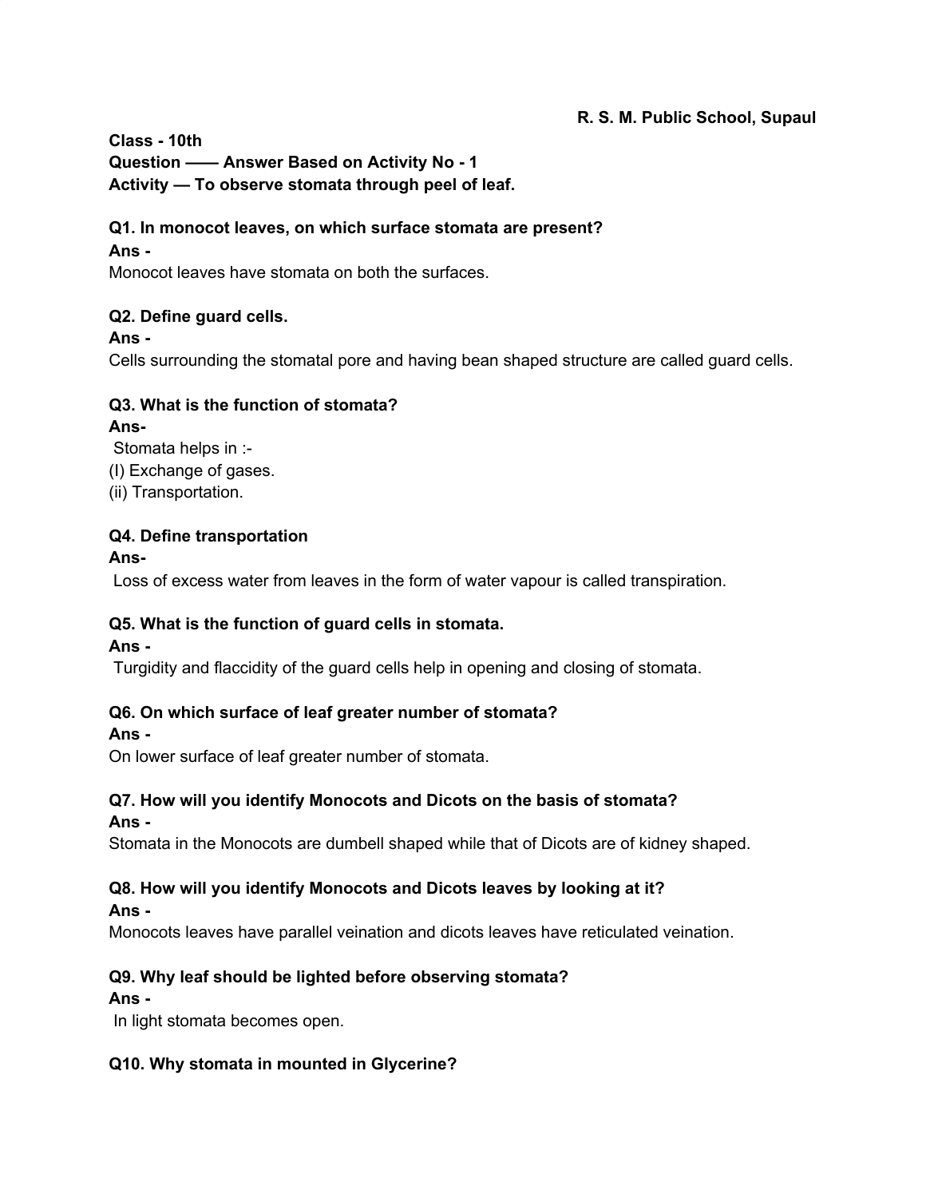**R. S. M. Public School, Supaul**

**Class - 10th**
**Question —— Answer Based on Activity No - 1**
**Activity — To observe stomata through peel of leaf.**

**Q1. In monocot leaves, on which surface stomata are present?**
**Ans -**
Monocot leaves have stomata on both the surfaces.

**Q2. Define guard cells.**
**Ans -**
Cells surrounding the stomatal pore and having bean shaped structure are called guard cells.

**Q3. What is the function of stomata?**
**Ans-**
Stomata helps in :-
(I) Exchange of gases.
(ii) Transportation.

**Q4. Define transportation**
**Ans-**
Loss of excess water from leaves in the form of water vapour is called transpiration.

**Q5. What is the function of guard cells in stomata.**
**Ans -**
Turgidity and flaccidity of the guard cells help in opening and closing of stomata.

**Q6. On which surface of leaf greater number of stomata?**
**Ans -**
On lower surface of leaf greater number of stomata.

**Q7. How will you identify Monocots and Dicots on the basis of stomata?**
**Ans -**
Stomata in the Monocots are dumbell shaped while that of Dicots are of kidney shaped.

**Q8. How will you identify Monocots and Dicots leaves by looking at it?**
**Ans -**
Monocots leaves have parallel veination and dicots leaves have reticulated veination.

**Q9. Why leaf should be lighted before observing stomata?**
**Ans -**
In light stomata becomes open.

**Q10. Why stomata in mounted in Glycerine?**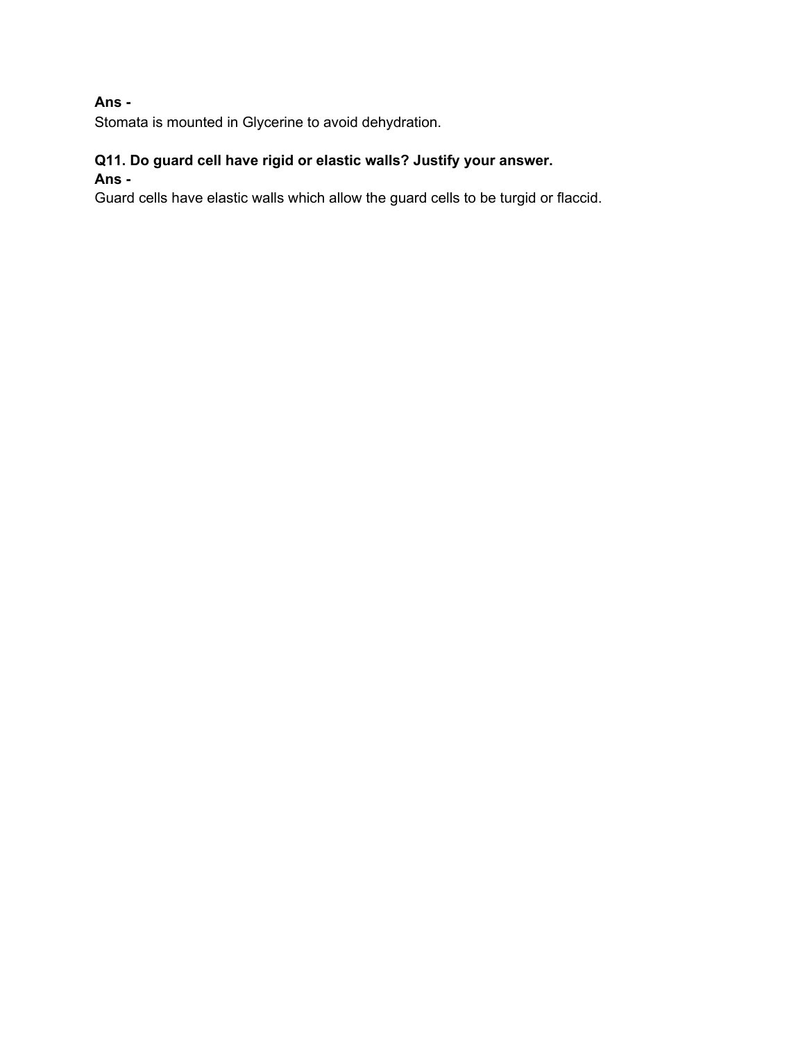**Ans -**
Stomata is mounted in Glycerine to avoid dehydration.

**Q11. Do guard cell have rigid or elastic walls? Justify your answer.**
**Ans -**
Guard cells have elastic walls which allow the guard cells to be turgid or flaccid.